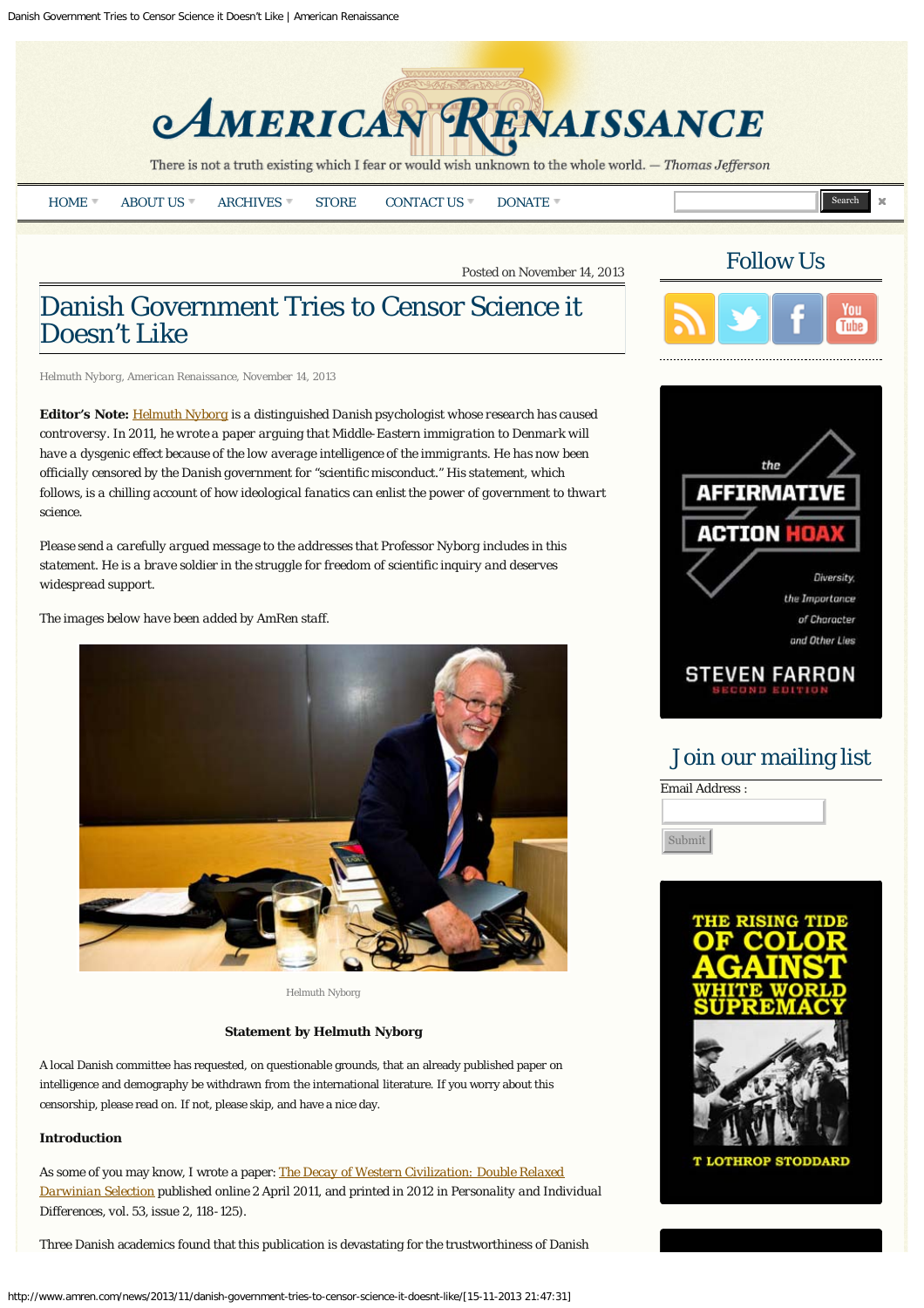Posted on November 14, 2013

# Danish Government Tries to Censor Science it Doesn't Like

Helmuth Nyborg, American Renaissance, November 14, 2013

**Editor's Note:** Helmuth Nyborg is a distinguished Danish psychologist whose research has caused controversy. In 2011, he wrote a paper arguing that Middle-Eastern immigration to Denmark will have a dysgenic effect because of the low average intelligence of the immigrants. He has now been officially censored by the Danish government for "scientific misconduct." His statement, which follows, is a chilling account of how ideological fanatics can enlist the power of government to thwart science.

Please send a carefully argued message to the addresses that Professor Nyborg includes in this statement. He is a brave soldier in the struggle for freedom of scientific inquiry and deserves widespread support.

The images below have been added by AmRen staff.

Helmuth Nyborg

**Statement by Helmuth Nyborg**

A local Danish committee has requested, on questionable grounds, that an already published paper on intelligence and demography be withdrawn from the international literature. If you worry about this censorship, please read on. If not, please skip, and have a nice day.

**Introduction**

As some of you may know, I wrote a paper: The Decay of Western Civilization: Double Relaxed Darwinian Selection published online 2 April 2011, and printed in 2012 in Personality and Individual Differences, vol. 53, issue 2, 118-125).

Three Danish academics found that this publication is devastating for the trustworthiness of Danish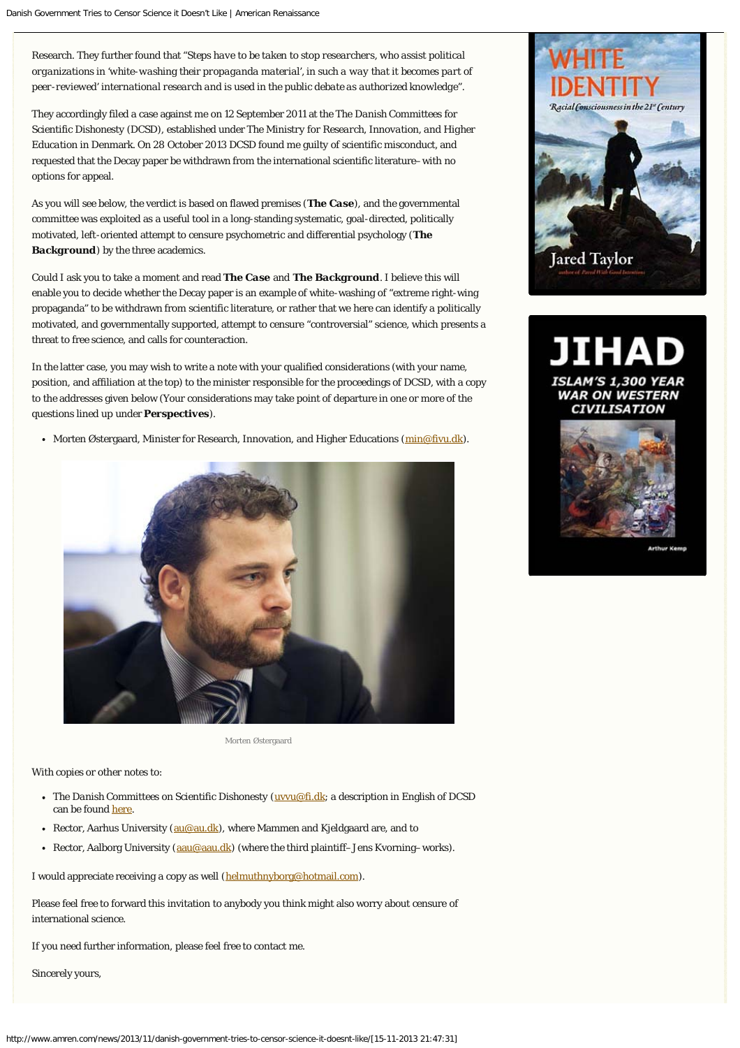Research. They further found that "*Steps have to be taken to stop researchers, who assist political organizations in 'white-washing their propaganda material', in such a way that it becomes part of peer-reviewed' international research and is used in the public debate as authorized knowledge*".

They accordingly filed a case against me on 12 September 2011 at the The *Danish Committees for Scientific Dishonesty* (DCSD), established under *The Ministry for Research, Innovation, and Higher Education* in Denmark. On 28 October 2013 DCSD found me guilty of scientific misconduct, and requested that the Decay paper be withdrawn from the international scientific literature–with no options for appeal.

As you will see below, the verdict is based on flawed premises (***The Case***), and the governmental committee was exploited as a useful tool in a long-standing systematic, goal-directed, politically motivated, left-oriented attempt to censure psychometric and differential psychology (***The Background***) by the three academics.

Could I ask you to take a moment and read ***The Case*** and ***The Background***. I believe this will enable you to decide whether the Decay paper is an example of white-washing of "extreme right-wing propaganda" to be withdrawn from scientific literature, or rather that we here can identify a politically motivated, and governmentally supported, attempt to censure "controversial" science, which presents a threat to free science, and calls for counteraction.

In the latter case, you may wish to write a note with your qualified considerations (with your name, position, and affiliation at the top) to the minister responsible for the proceedings of DCSD, with a copy to the addresses given below (Your considerations may take point of departure in one or more of the questions lined up under ***Perspectives***).

- Morten Østergaard, Minister for Research, Innovation, and Higher Educations (min@fivu.dk).

Morten Østergaard

With copies or other notes to:

- The Danish Committees on Scientific Dishonesty (uvvu@fi.dk; a description in English of DCSD can be found here.
- Rector, Aarhus University (au@au.dk), where Mammen and Kjeldgaard are, and to
- Rector, Aalborg University (aau@aau.dk) (where the third plaintiff–Jens Kvorning–works).

I would appreciate receiving a copy as well (helmuthnyborg@hotmail.com).

Please feel free to forward this invitation to anybody you think might also worry about censure of international science.

If you need further information, please feel free to contact me.

Sincerely yours,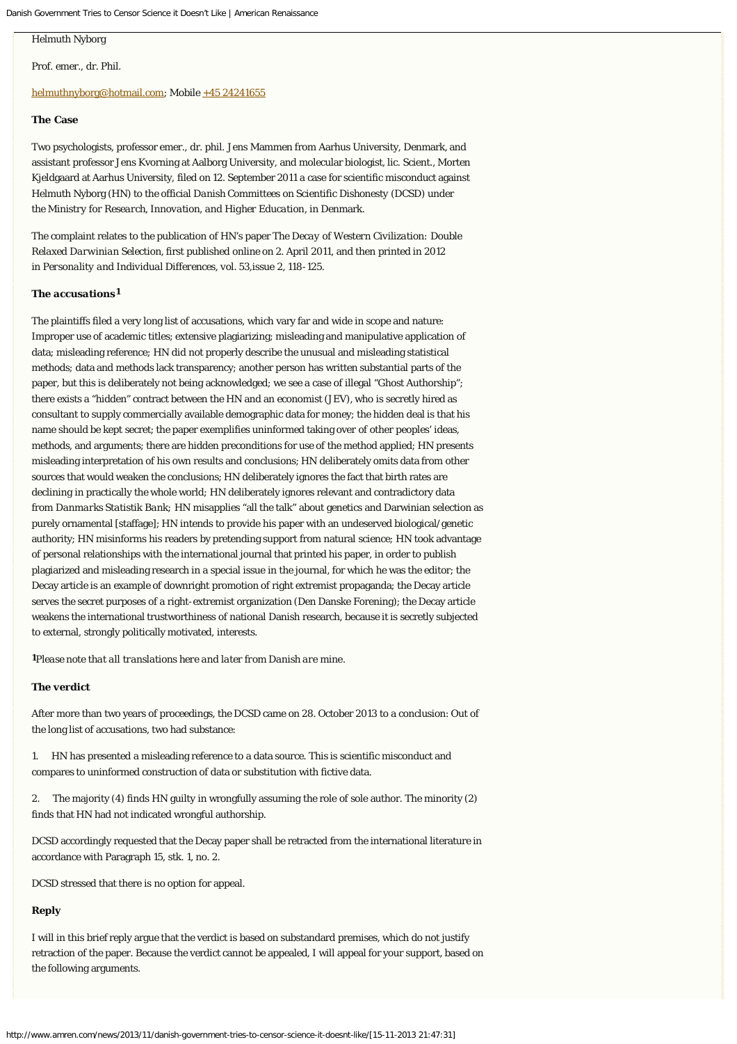Helmuth Nyborg

Prof. emer., dr. Phil.

helmuthnyborg@hotmail.com; Mobile +45 24241655

**The Case**

Two psychologists, professor emer., dr. phil. Jens Mammen from Aarhus University, Denmark, and assistant professor Jens Kvorning at Aalborg University, and molecular biologist, lic. Scient., Morten Kjeldgaard at Aarhus University, filed on 12. September 2011 a case for scientific misconduct against Helmuth Nyborg (HN) to the official *Danish Committees on Scientific Dishonesty* (DCSD) under the *Ministry for Research, Innovation, and Higher Education*, in Denmark.

The complaint relates to the publication of HN's paper *The Decay of Western Civilization: Double Relaxed Darwinian Selection*, first published online on 2. April 2011, and then printed in 2012 in *Personality and Individual Differences*, vol. 53,issue 2, 118-125.

***The accusations*[1]**

The plaintiffs filed a very long list of accusations, which vary far and wide in scope and nature: Improper use of academic titles; extensive plagiarizing; misleading and manipulative application of data; misleading reference; HN did not properly describe the unusual and misleading statistical methods; data and methods lack transparency; another person has written substantial parts of the paper, but this is deliberately not being acknowledged; we see a case of illegal "Ghost Authorship"; there exists a "hidden" contract between the HN and an economist (JEV), who is secretly hired as consultant to supply commercially available demographic data for money; the hidden deal is that his name should be kept secret; the paper exemplifies uninformed taking over of other peoples' ideas, methods, and arguments; there are hidden preconditions for use of the method applied; HN presents misleading interpretation of his own results and conclusions; HN deliberately omits data from other sources that would weaken the conclusions; HN deliberately ignores the fact that birth rates are declining in practically the whole world; HN deliberately ignores relevant and contradictory data from *Danmarks Statistik Bank*; HN misapplies "all the talk" about genetics and Darwinian selection as purely ornamental [staffage]; HN intends to provide his paper with an undeserved biological/genetic authority; HN misinforms his readers by pretending support from natural science; HN took advantage of personal relationships with the international journal that printed his paper, in order to publish plagiarized and misleading research in a special issue in the journal, for which he was the editor; the Decay article is an example of downright promotion of right extremist propaganda; the Decay article serves the secret purposes of a right-extremist organization (Den Danske Forening); the Decay article weakens the international trustworthiness of national Danish research, because it is secretly subjected to external, strongly politically motivated, interests.

**[1]***Please note that all translations here and later from Danish are* mine.

**The verdict**

After more than two years of proceedings, the DCSD came on 28. October 2013 to a conclusion: Out of the long list of accusations, two had substance:

1. HN has presented a misleading reference to a data source. This is scientific misconduct and compares to uninformed construction of data or substitution with fictive data.

2. The majority (4) finds HN guilty in wrongfully assuming the role of sole author. The minority (2) finds that HN had not indicated wrongful authorship.

DCSD accordingly requested that the Decay paper shall be retracted from the international literature in accordance with Paragraph 15, stk. 1, no. 2.

DCSD stressed that there is no option for appeal.

**Reply**

I will in this brief reply argue that the verdict is based on substandard premises, which do not justify retraction of the paper. Because the verdict cannot be appealed, I will appeal for your support, based on the following arguments.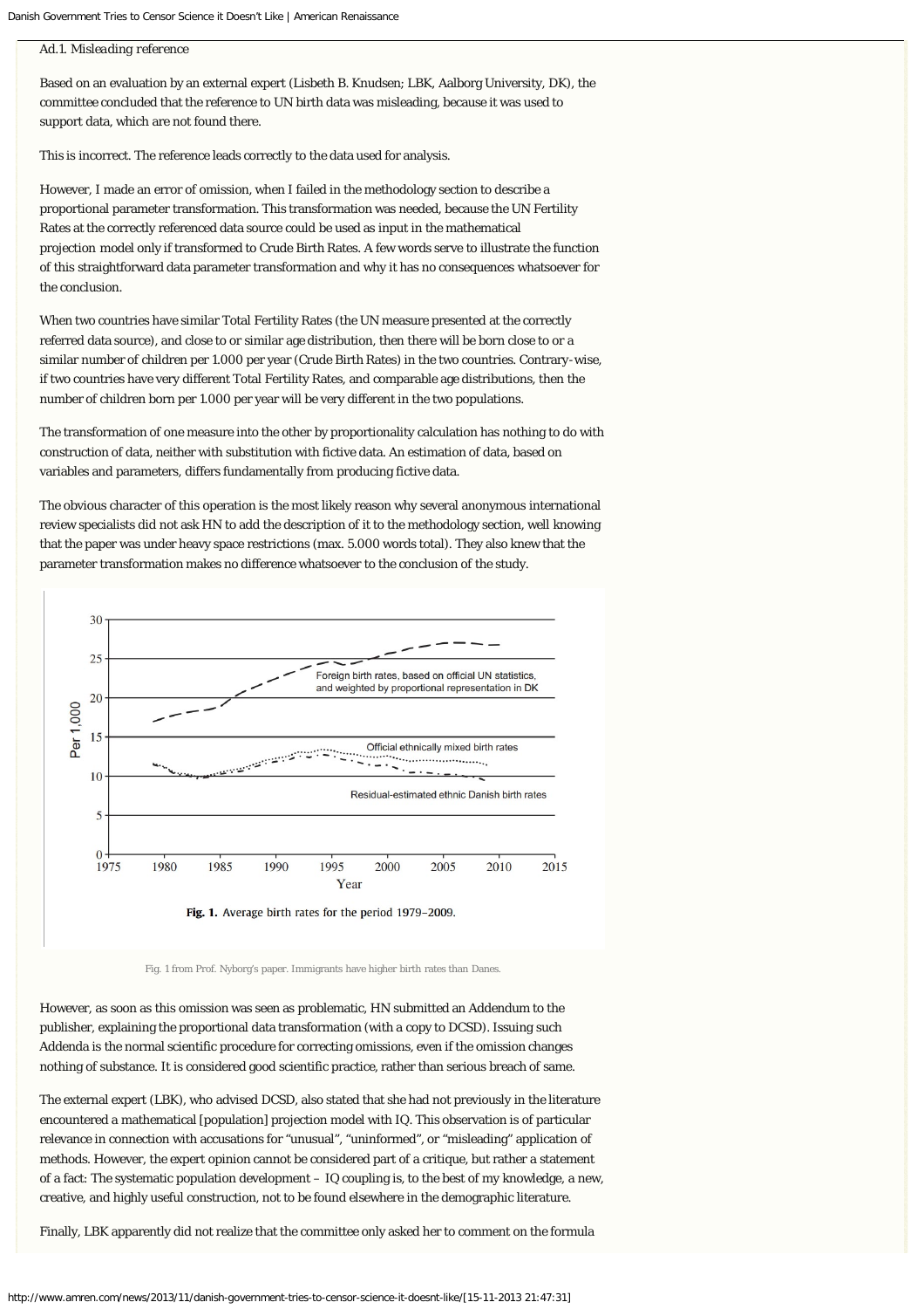Ad.1. Misleading reference

Based on an evaluation by an external expert (Lisbeth B. Knudsen; LBK, Aalborg University, DK), the committee concluded that the reference to UN birth data was misleading, because it was used to support data, which are not found there.

This is incorrect. The reference leads correctly to the data used for analysis.

However, I made an error of omission, when I failed in the methodology section to describe a proportional parameter transformation. This transformation was needed, because the UN Fertility Rates at the correctly referenced data source could be used as input in the mathematical projection model only if transformed to Crude Birth Rates. A few words serve to illustrate the function of this straightforward data parameter transformation and why it has no consequences whatsoever for the conclusion.

When two countries have similar Total Fertility Rates (the UN measure presented at the correctly referred data source), and close to or similar age distribution, then there will be born close to or a similar number of children per 1.000 per year (Crude Birth Rates) in the two countries. Contrary-wise, if two countries have very different Total Fertility Rates, and comparable age distributions, then the number of children born per 1.000 per year will be very different in the two populations.

The transformation of one measure into the other by proportionality calculation has nothing to do with construction of data, neither with substitution with fictive data. An estimation of data, based on variables and parameters, differs fundamentally from producing fictive data.

The obvious character of this operation is the most likely reason why several anonymous international review specialists did not ask HN to add the description of it to the methodology section, well knowing that the paper was under heavy space restrictions (max. 5.000 words total). They also knew that the parameter transformation makes no difference whatsoever to the conclusion of the study.

**Fig. 1.** Average birth rates for the period 1979–2009.

Fig. 1 from Prof. Nyborg's paper. Immigrants have higher birth rates than Danes.

However, as soon as this omission was seen as problematic, HN submitted an Addendum to the publisher, explaining the proportional data transformation (with a copy to DCSD). Issuing such Addenda is the normal scientific procedure for correcting omissions, even if the omission changes nothing of substance. It is considered good scientific practice, rather than serious breach of same.

The external expert (LBK), who advised DCSD, also stated that she had not previously in the literature encountered a mathematical [population] projection model with IQ. This observation is of particular relevance in connection with accusations for "unusual", "uninformed", or "misleading" application of methods. However, the expert opinion cannot be considered part of a critique, but rather a statement of a fact: The systematic population development – IQ coupling is, to the best of my knowledge, a new, creative, and highly useful construction, not to be found elsewhere in the demographic literature.

Finally, LBK apparently did not realize that the committee only asked her to comment on the formula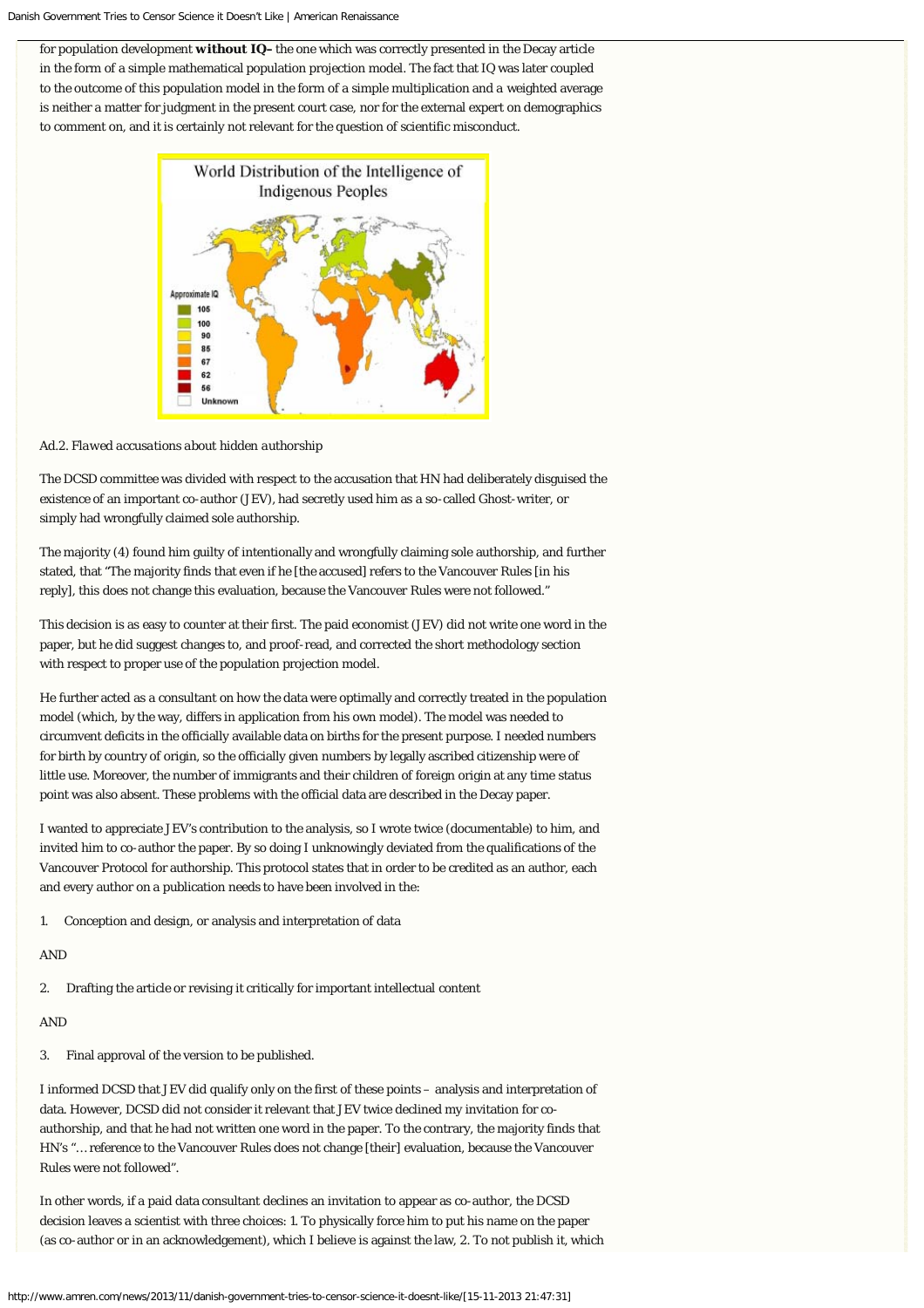for population development **without IQ–** the one which was correctly presented in the Decay article in the form of a simple mathematical population projection model. The fact that IQ was later coupled to the outcome of this population model in the form of a simple multiplication and a weighted average is neither a matter for judgment in the present court case, nor for the external expert on demographics to comment on, and it is certainly not relevant for the question of scientific misconduct.

*Ad.2. Flawed accusations about hidden authorship*

The DCSD committee was divided with respect to the accusation that HN had deliberately disguised the existence of an important co-author (JEV), had secretly used him as a so-called Ghost-writer, or simply had wrongfully claimed sole authorship.

The majority (4) found him guilty of intentionally and wrongfully claiming sole authorship, and further stated, that "The majority finds that even if he [the accused] refers to the Vancouver Rules [in his reply], this does not change this evaluation, because the Vancouver Rules were not followed."

This decision is as easy to counter at their first. The paid economist (JEV) did not write one word in the paper, but he did suggest changes to, and proof-read, and corrected the short methodology section with respect to proper use of the population projection model.

He further acted as a consultant on how the data were optimally and correctly treated in the population model (which, by the way, differs in application from his own model). The model was needed to circumvent deficits in the officially available data on births for the present purpose. I needed numbers for birth by country of origin, so the officially given numbers by legally ascribed citizenship were of little use. Moreover, the number of immigrants and their children of foreign origin at any time status point was also absent. These problems with the official data are described in the Decay paper.

I wanted to appreciate JEV's contribution to the analysis, so I wrote twice (documentable) to him, and invited him to co-author the paper. By so doing I unknowingly deviated from the qualifications of the Vancouver Protocol for authorship. This protocol states that in order to be credited as an author, each and every author on a publication needs to have been involved in the:

1. Conception and design, or analysis and interpretation of data

AND

2. Drafting the article or revising it critically for important intellectual content

AND

3. Final approval of the version to be published.

I informed DCSD that JEV did qualify only on the first of these points – analysis and interpretation of data. However, DCSD did not consider it relevant that JEV twice declined my invitation for co-authorship, and that he had not written one word in the paper. To the contrary, the majority finds that HN's "… reference to the Vancouver Rules does not change [their] evaluation, because the Vancouver Rules were not followed".

In other words, if a paid data consultant declines an invitation to appear as co-author, the DCSD decision leaves a scientist with three choices: 1. To physically force him to put his name on the paper (as co-author or in an acknowledgement), which I believe is against the law, 2. To not publish it, which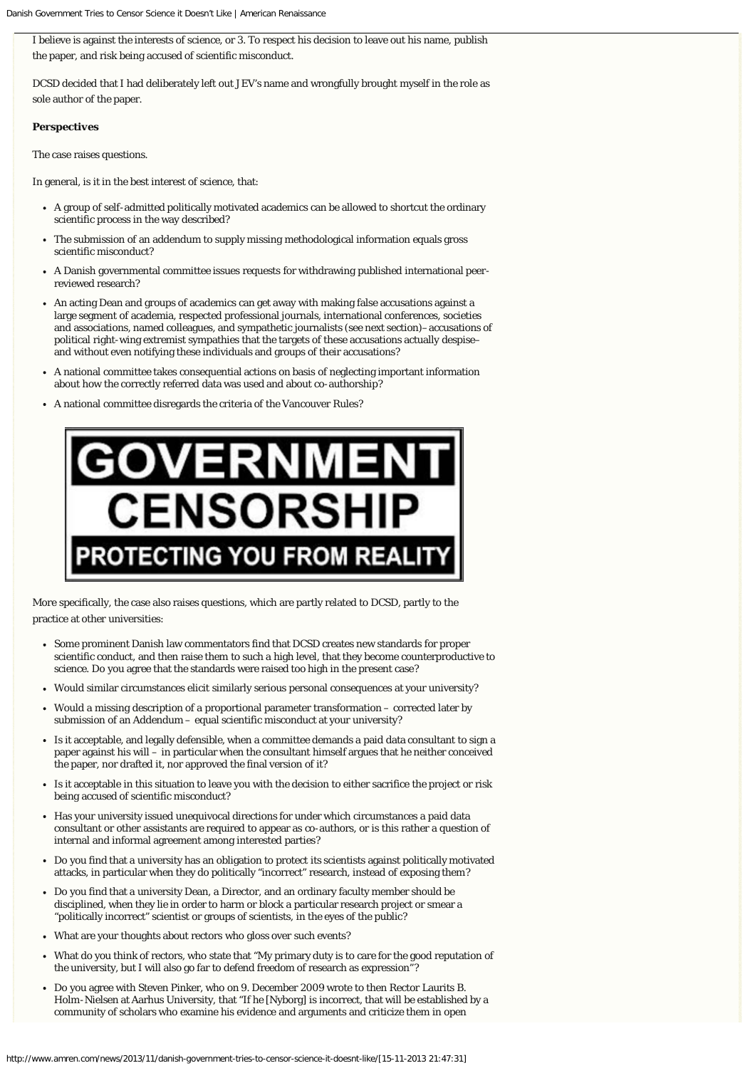I believe is against the interests of science, or 3. To respect his decision to leave out his name, publish the paper, and risk being accused of scientific misconduct.

DCSD decided that I had deliberately left out JEV's name and wrongfully brought myself in the role as sole author of the paper.

**Perspectives**

The case raises questions.

In general, is it in the best interest of science, that:

- A group of self-admitted politically motivated academics can be allowed to shortcut the ordinary scientific process in the way described?
- The submission of an addendum to supply missing methodological information equals gross scientific misconduct?
- A Danish governmental committee issues requests for withdrawing published international peer-reviewed research?
- An acting Dean and groups of academics can get away with making false accusations against a large segment of academia, respected professional journals, international conferences, societies and associations, named colleagues, and sympathetic journalists (see next section)– accusations of political right-wing extremist sympathies that the targets of these accusations actually despise– and without even notifying these individuals and groups of their accusations?
- A national committee takes consequential actions on basis of neglecting important information about how the correctly referred data was used and about co-authorship?
- A national committee disregards the criteria of the Vancouver Rules?

GOVERNMENT CENSORSHIP

PROTECTING YOU FROM REALITY

More specifically, the case also raises questions, which are partly related to DCSD, partly to the practice at other universities:

- Some prominent Danish law commentators find that DCSD creates new standards for proper scientific conduct, and then raise them to such a high level, that they become counterproductive to science. Do you agree that the standards were raised too high in the present case?
- Would similar circumstances elicit similarly serious personal consequences at your university?
- Would a missing description of a proportional parameter transformation – corrected later by submission of an Addendum – equal scientific misconduct at your university?
- Is it acceptable, and legally defensible, when a committee demands a paid data consultant to sign a paper against his will – in particular when the consultant himself argues that he neither conceived the paper, nor drafted it, nor approved the final version of it?
- Is it acceptable in this situation to leave you with the decision to either sacrifice the project or risk being accused of scientific misconduct?
- Has your university issued unequivocal directions for under which circumstances a paid data consultant or other assistants are required to appear as co-authors, or is this rather a question of internal and informal agreement among interested parties?
- Do you find that a university has an obligation to protect its scientists against politically motivated attacks, in particular when they do politically "incorrect" research, instead of exposing them?
- Do you find that a university Dean, a Director, and an ordinary faculty member should be disciplined, when they lie in order to harm or block a particular research project or smear a "politically incorrect" scientist or groups of scientists, in the eyes of the public?
- What are your thoughts about rectors who gloss over such events?
- What do you think of rectors, who state that "My primary duty is to care for the good reputation of the university, but I will also go far to defend freedom of research as expression"?
- Do you agree with Steven Pinker, who on 9. December 2009 wrote to then Rector Laurits B. Holm-Nielsen at Aarhus University, that "If he [Nyborg] is incorrect, that will be established by a community of scholars who examine his evidence and arguments and criticize them in open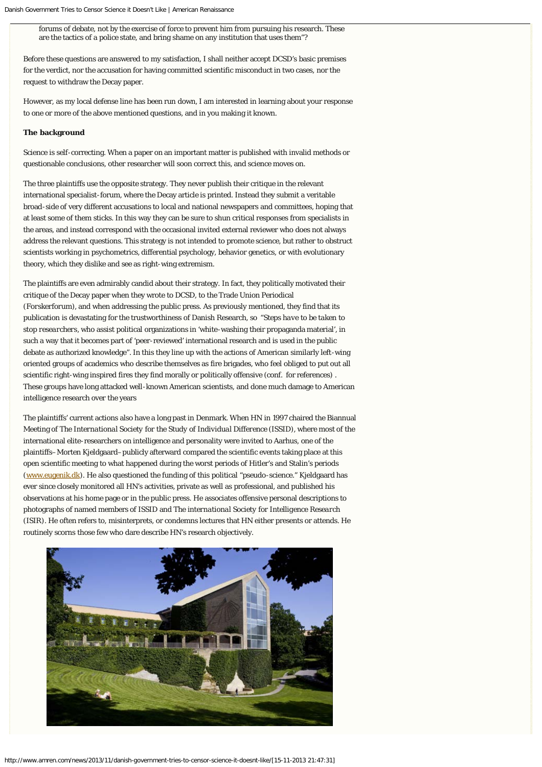forums of debate, not by the exercise of force to prevent him from pursuing his research. These are the tactics of a police state, and bring shame on any institution that uses them"?

Before these questions are answered to my satisfaction, I shall neither accept DCSD's basic premises for the verdict, nor the accusation for having committed scientific misconduct in two cases, nor the request to withdraw the Decay paper.

However, as my local defense line has been run down, I am interested in learning about your response to one or more of the above mentioned questions, and in you making it known.

**The background**

Science is self-correcting. When a paper on an important matter is published with invalid methods or questionable conclusions, other researcher will soon correct this, and science moves on.

The three plaintiffs use the opposite strategy. They never publish their critique in the relevant international specialist-forum, where the Decay article is printed. Instead they submit a veritable broad-side of very different accusations to local and national newspapers and committees, hoping that at least some of them sticks. In this way they can be sure to shun critical responses from specialists in the areas, and instead correspond with the occasional invited external reviewer who does not always address the relevant questions. This strategy is not intended to promote science, but rather to obstruct scientists working in psychometrics, differential psychology, behavior genetics, or with evolutionary theory, which they dislike and see as right-wing extremism.

The plaintiffs are even admirably candid about their strategy. In fact, they politically motivated their critique of the Decay paper when they wrote to DCSD, to the Trade Union Periodical (*Forskerforum*), and when addressing the public press. As previously mentioned, they find that its publication is devastating for the trustworthiness of Danish Research, so *"Steps have to be taken to stop researchers, who assist political organizations in 'white-washing their propaganda material', in such a way that it becomes part of 'peer-reviewed' international research and is used in the public debate as authorized knowledge".* In this they line up with the actions of American similarly left-wing oriented groups of academics who describe themselves as fire brigades, who feel obliged to put out all scientific right-wing inspired fires they find morally or politically offensive (conf. for references) . These groups have long attacked well-known American scientists, and done much damage to American intelligence research over the years

The plaintiffs' current actions also have a long past in Denmark. When HN in 1997 chaired the Biannual Meeting of *The International Society for the Study of Individual Difference* (ISSID), where most of the international elite-researchers on intelligence and personality were invited to Aarhus, one of the plaintiffs–Morten Kjeldgaard–publicly afterward compared the scientific events taking place at this open scientific meeting to what happened during the worst periods of Hitler's and Stalin's periods (www.eugenik.dk). He also questioned the funding of this political "pseudo-science." Kjeldgaard has ever since closely monitored all HN's activities, private as well as professional, and published his observations at his home page or in the public press. He associates offensive personal descriptions to photographs of named members of ISSID and *The international Society for Intelligence Research* (ISIR). He often refers to, misinterprets, or condemns lectures that HN either presents or attends. He routinely scorns those few who dare describe HN's research objectively.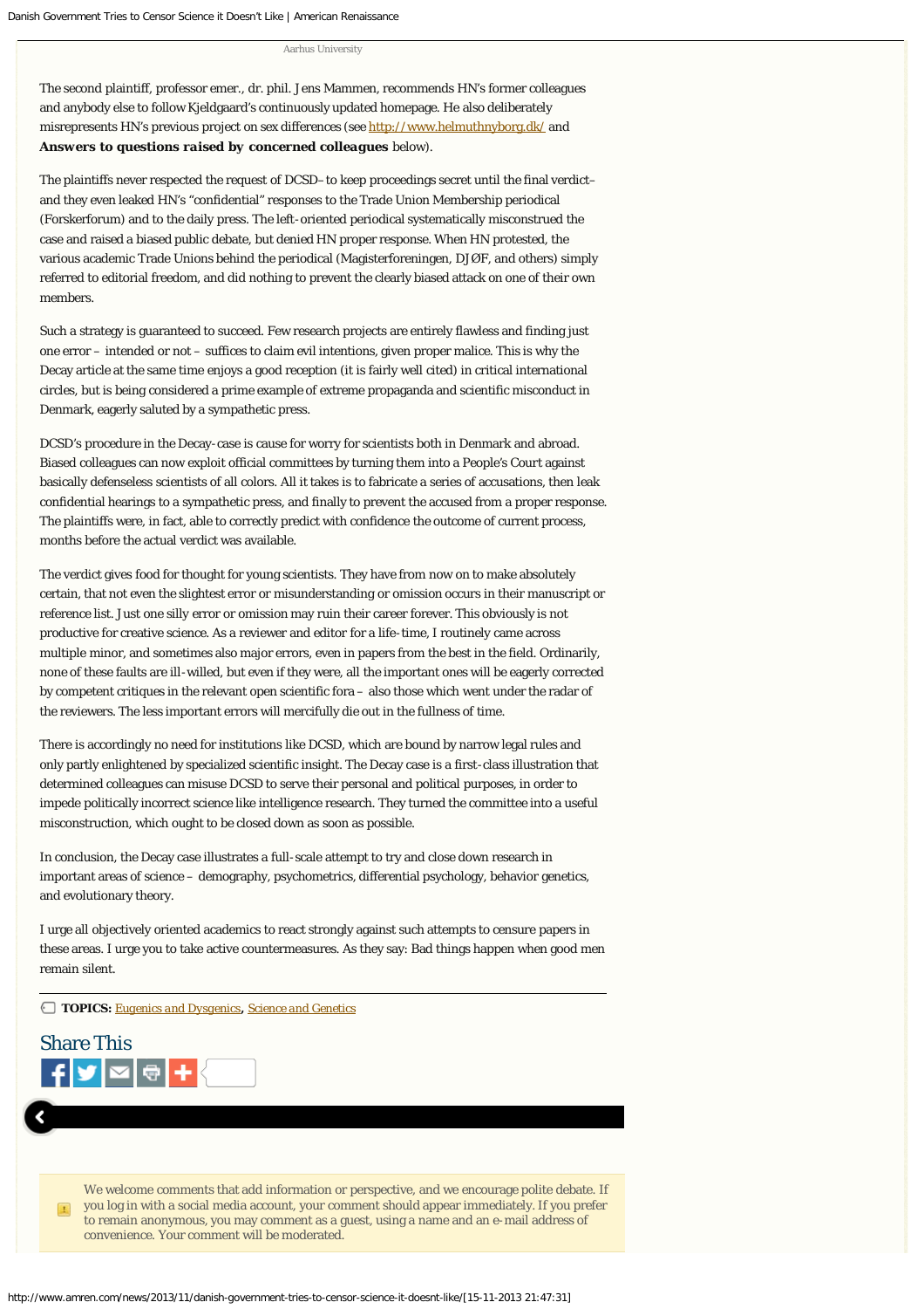Aarhus University

The second plaintiff, professor emer., dr. phil. Jens Mammen, recommends HN's former colleagues and anybody else to follow Kjeldgaard's continuously updated homepage. He also deliberately misrepresents HN's previous project on sex differences (see http://www.helmuthnyborg.dk/ and **Answers to questions raised by concerned colleagues** below).

The plaintiffs never respected the request of DCSD–to keep proceedings secret until the final verdict– and they even leaked HN's "confidential" responses to the Trade Union Membership periodical (Forskerforum) and to the daily press. The left-oriented periodical systematically misconstrued the case and raised a biased public debate, but denied HN proper response. When HN protested, the various academic Trade Unions behind the periodical (Magisterforeningen, DJØF, and others) simply referred to editorial freedom, and did nothing to prevent the clearly biased attack on one of their own members.

Such a strategy is guaranteed to succeed. Few research projects are entirely flawless and finding just one error – intended or not – suffices to claim evil intentions, given proper malice. This is why the Decay article at the same time enjoys a good reception (it is fairly well cited) in critical international circles, but is being considered a prime example of extreme propaganda and scientific misconduct in Denmark, eagerly saluted by a sympathetic press.

DCSD's procedure in the Decay-case is cause for worry for scientists both in Denmark and abroad. Biased colleagues can now exploit official committees by turning them into a People's Court against basically defenseless scientists of all colors. All it takes is to fabricate a series of accusations, then leak confidential hearings to a sympathetic press, and finally to prevent the accused from a proper response. The plaintiffs were, in fact, able to correctly predict with confidence the outcome of current process, months before the actual verdict was available.

The verdict gives food for thought for young scientists. They have from now on to make absolutely certain, that not even the slightest error or misunderstanding or omission occurs in their manuscript or reference list. Just one silly error or omission may ruin their career forever. This obviously is not productive for creative science. As a reviewer and editor for a life-time, I routinely came across multiple minor, and sometimes also major errors, even in papers from the best in the field. Ordinarily, none of these faults are ill-willed, but even if they were, all the important ones will be eagerly corrected by competent critiques in the relevant open scientific fora – also those which went under the radar of the reviewers. The less important errors will mercifully die out in the fullness of time.

There is accordingly no need for institutions like DCSD, which are bound by narrow legal rules and only partly enlightened by specialized scientific insight. The Decay case is a first-class illustration that determined colleagues can misuse DCSD to serve their personal and political purposes, in order to impede politically incorrect science like intelligence research. They turned the committee into a useful misconstruction, which ought to be closed down as soon as possible.

In conclusion, the Decay case illustrates a full-scale attempt to try and close down research in important areas of science – demography, psychometrics, differential psychology, behavior genetics, and evolutionary theory.

I urge all objectively oriented academics to react strongly against such attempts to censure papers in these areas. I urge you to take active countermeasures. As they say: Bad things happen when good men remain silent.

**TOPICS:** Eugenics and Dysgenics, Science and Genetics

## Share This

We welcome comments that add information or perspective, and we encourage polite debate. If you log in with a social media account, your comment should appear immediately. If you prefer to remain anonymous, you may comment as a guest, using a name and an e-mail address of convenience. Your comment will be moderated.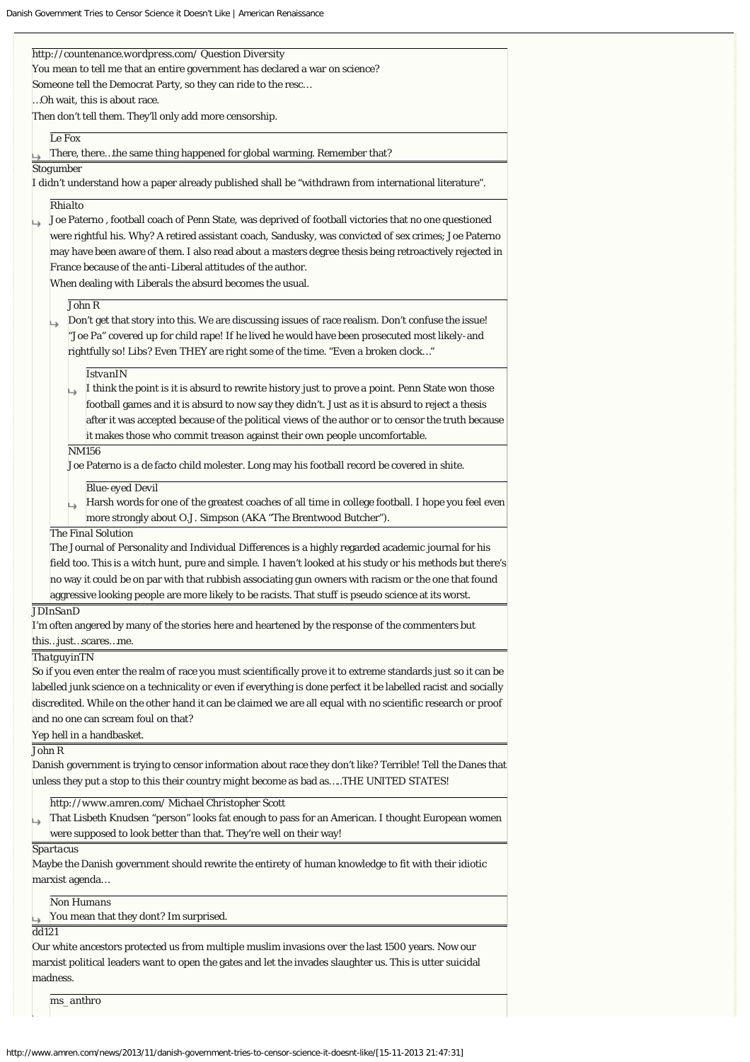http://countenance.wordpress.com/ Question Diversity

You mean to tell me that an entire government has declared a war on science?

Someone tell the Democrat Party, so they can ride to the resc…

…Oh wait, this is about race.

Then don't tell them. They'll only add more censorship.

> Le Fox
>
> There, there…the same thing happened for global warming. Remember that?

Stogumber

I didn't understand how a paper already published shall be "withdrawn from international literature".

> Rhialto
>
> Joe Paterno , football coach of Penn State, was deprived of football victories that no one questioned were rightful his. Why? A retired assistant coach, Sandusky, was convicted of sex crimes; Joe Paterno may have been aware of them. I also read about a masters degree thesis being retroactively rejected in France because of the anti-Liberal attitudes of the author.
>
> When dealing with Liberals the absurd becomes the usual.
>
> > John R
> >
> > Don't get that story into this. We are discussing issues of race realism. Don't confuse the issue! "Joe Pa" covered up for child rape! If he lived he would have been prosecuted most likely-and rightfully so! Libs? Even THEY are right some of the time. "Even a broken clock…"
> >
> > > IstvanIN
> > >
> > > I think the point is it is absurd to rewrite history just to prove a point. Penn State won those football games and it is absurd to now say they didn't. Just as it is absurd to reject a thesis after it was accepted because of the political views of the author or to censor the truth because it makes those who commit treason against their own people uncomfortable.
> >
> > NM156
> >
> > Joe Paterno is a de facto child molester. Long may his football record be covered in shite.
> >
> > > Blue-eyed Devil
> > >
> > > Harsh words for one of the greatest coaches of all time in college football. I hope you feel even more strongly about O.J. Simpson (AKA "The Brentwood Butcher").
>
> The Final Solution
>
> The Journal of Personality and Individual Differences is a highly regarded academic journal for his field too. This is a witch hunt, pure and simple. I haven't looked at his study or his methods but there's no way it could be on par with that rubbish associating gun owners with racism or the one that found aggressive looking people are more likely to be racists. That stuff is pseudo science at its worst.

JDInSanD

I'm often angered by many of the stories here and heartened by the response of the commenters but this…just…scares…me.

ThatguyinTN

So if you even enter the realm of race you must scientifically prove it to extreme standards just so it can be labelled junk science on a technicality or even if everything is done perfect it be labelled racist and socially discredited. While on the other hand it can be claimed we are all equal with no scientific research or proof and no one can scream foul on that?

Yep hell in a handbasket.

John R

Danish government is trying to censor information about race they don't like? Terrible! Tell the Danes that unless they put a stop to this their country might become as bad as…..THE UNITED STATES!

> http://www.amren.com/ Michael Christopher Scott
>
> That Lisbeth Knudsen "person" looks fat enough to pass for an American. I thought European women were supposed to look better than that. They're well on their way!

Spartacus

Maybe the Danish government should rewrite the entirety of human knowledge to fit with their idiotic marxist agenda…

> Non Humans
>
> You mean that they dont? Im surprised.

dd121

Our white ancestors protected us from multiple muslim invasions over the last 1500 years. Now our marxist political leaders want to open the gates and let the invades slaughter us. This is utter suicidal madness.

> ms_anthro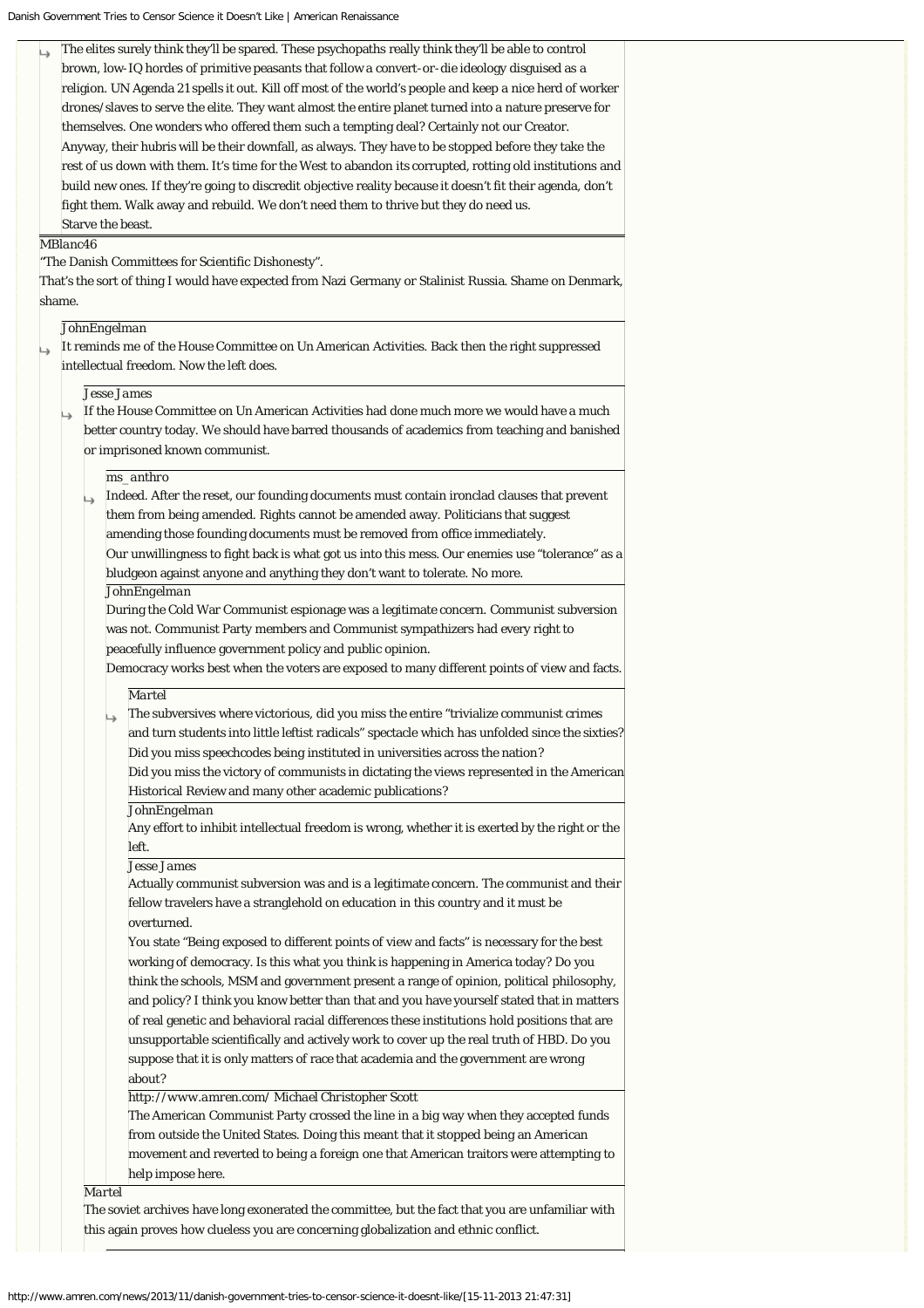The elites surely think they'll be spared. These psychopaths really think they'll be able to control brown, low-IQ hordes of primitive peasants that follow a convert-or-die ideology disguised as a religion. UN Agenda 21 spells it out. Kill off most of the world's people and keep a nice herd of worker drones/slaves to serve the elite. They want almost the entire planet turned into a nature preserve for themselves. One wonders who offered them such a tempting deal? Certainly not our Creator.
Anyway, their hubris will be their downfall, as always. They have to be stopped before they take the rest of us down with them. It's time for the West to abandon its corrupted, rotting old institutions and build new ones. If they're going to discredit objective reality because it doesn't fit their agenda, don't fight them. Walk away and rebuild. We don't need them to thrive but they do need us.
Starve the beast.

MBlanc46

"The Danish Committees for Scientific Dishonesty".
That's the sort of thing I would have expected from Nazi Germany or Stalinist Russia. Shame on Denmark, shame.

JohnEngelman

It reminds me of the House Committee on Un American Activities. Back then the right suppressed intellectual freedom. Now the left does.

Jesse James

If the House Committee on Un American Activities had done much more we would have a much better country today. We should have barred thousands of academics from teaching and banished or imprisoned known communist.

ms_anthro

Indeed. After the reset, our founding documents must contain ironclad clauses that prevent them from being amended. Rights cannot be amended away. Politicians that suggest amending those founding documents must be removed from office immediately.
Our unwillingness to fight back is what got us into this mess. Our enemies use "tolerance" as a bludgeon against anyone and anything they don't want to tolerate. No more.

JohnEngelman

During the Cold War Communist espionage was a legitimate concern. Communist subversion was not. Communist Party members and Communist sympathizers had every right to peacefully influence government policy and public opinion.
Democracy works best when the voters are exposed to many different points of view and facts.

Martel

The subversives where victorious, did you miss the entire "trivialize communist crimes and turn students into little leftist radicals" spectacle which has unfolded since the sixties?
Did you miss speechcodes being instituted in universities across the nation?
Did you miss the victory of communists in dictating the views represented in the American Historical Review and many other academic publications?

JohnEngelman

Any effort to inhibit intellectual freedom is wrong, whether it is exerted by the right or the left.

Jesse James

Actually communist subversion was and is a legitimate concern. The communist and their fellow travelers have a stranglehold on education in this country and it must be overturned.
You state "Being exposed to different points of view and facts" is necessary for the best working of democracy. Is this what you think is happening in America today? Do you think the schools, MSM and government present a range of opinion, political philosophy, and policy? I think you know better than that and you have yourself stated that in matters of real genetic and behavioral racial differences these institutions hold positions that are unsupportable scientifically and actively work to cover up the real truth of HBD. Do you suppose that it is only matters of race that academia and the government are wrong about?

http://www.amren.com/ Michael Christopher Scott

The American Communist Party crossed the line in a big way when they accepted funds from outside the United States. Doing this meant that it stopped being an American movement and reverted to being a foreign one that American traitors were attempting to help impose here.

Martel

The soviet archives have long exonerated the committee, but the fact that you are unfamiliar with this again proves how clueless you are concerning globalization and ethnic conflict.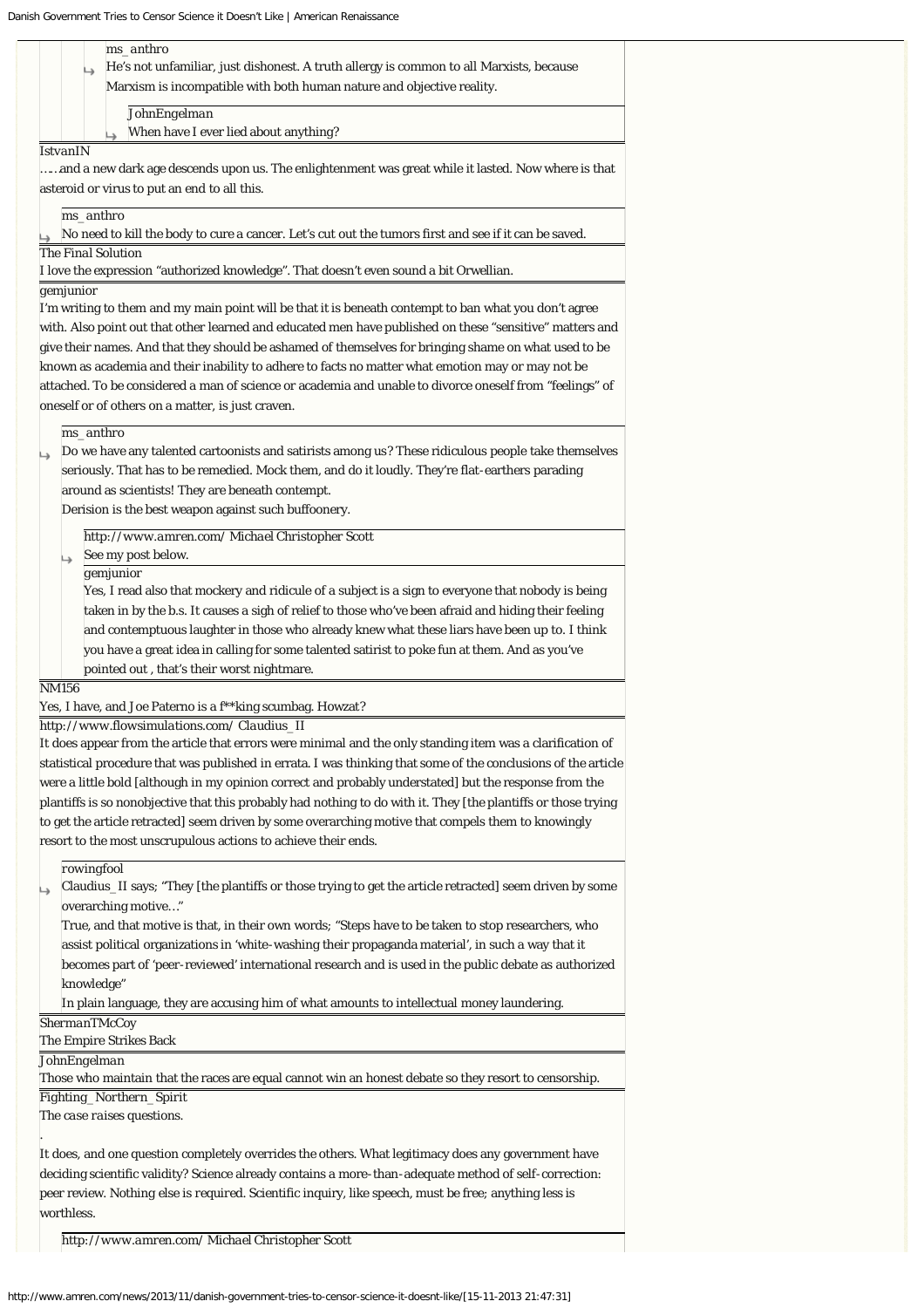ms_anthro

↳ He's not unfamiliar, just dishonest. A truth allergy is common to all Marxists, because Marxism is incompatible with both human nature and objective reality.

JohnEngelman

↳ When have I ever lied about anything?

IstvanIN

…..and a new dark age descends upon us. The enlightenment was great while it lasted. Now where is that asteroid or virus to put an end to all this.

ms_anthro

↳ No need to kill the body to cure a cancer. Let's cut out the tumors first and see if it can be saved.

The Final Solution

I love the expression "authorized knowledge". That doesn't even sound a bit Orwellian.

gemjunior

I'm writing to them and my main point will be that it is beneath contempt to ban what you don't agree with. Also point out that other learned and educated men have published on these "sensitive" matters and give their names. And that they should be ashamed of themselves for bringing shame on what used to be known as academia and their inability to adhere to facts no matter what emotion may or may not be attached. To be considered a man of science or academia and unable to divorce oneself from "feelings" of oneself or of others on a matter, is just craven.

ms_anthro

↳ Do we have any talented cartoonists and satirists among us? These ridiculous people take themselves seriously. That has to be remedied. Mock them, and do it loudly. They're flat-earthers parading around as scientists! They are beneath contempt.
Derision is the best weapon against such buffoonery.

http://www.amren.com/ Michael Christopher Scott

↳ See my post below.

gemjunior

Yes, I read also that mockery and ridicule of a subject is a sign to everyone that nobody is being taken in by the b.s. It causes a sigh of relief to those who've been afraid and hiding their feeling and contemptuous laughter in those who already knew what these liars have been up to. I think you have a great idea in calling for some talented satirist to poke fun at them. And as you've pointed out , that's their worst nightmare.

NM156

Yes, I have, and Joe Paterno is a f**king scumbag. Howzat?

http://www.flowsimulations.com/ Claudius_II

It does appear from the article that errors were minimal and the only standing item was a clarification of statistical procedure that was published in errata. I was thinking that some of the conclusions of the article were a little bold [although in my opinion correct and probably understated] but the response from the plantiffs is so nonobjective that this probably had nothing to do with it. They [the plantiffs or those trying to get the article retracted] seem driven by some overarching motive that compels them to knowingly resort to the most unscrupulous actions to achieve their ends.

rowingfool

↳ Claudius_II says; "They [the plantiffs or those trying to get the article retracted] seem driven by some overarching motive…"
True, and that motive is that, in their own words; "Steps have to be taken to stop researchers, who assist political organizations in 'white-washing their propaganda material', in such a way that it becomes part of 'peer-reviewed' international research and is used in the public debate as authorized knowledge"
In plain language, they are accusing him of what amounts to intellectual money laundering.

ShermanTMcCoy

The Empire Strikes Back

JohnEngelman

Those who maintain that the races are equal cannot win an honest debate so they resort to censorship.

Fighting_Northern_Spirit

*The case raises questions.*

.

It does, and one question completely overrides the others. What legitimacy does any government have deciding scientific validity? Science already contains a more-than-adequate method of self-correction: peer review. Nothing else is required. Scientific inquiry, like speech, must be free; anything less is worthless.

http://www.amren.com/ Michael Christopher Scott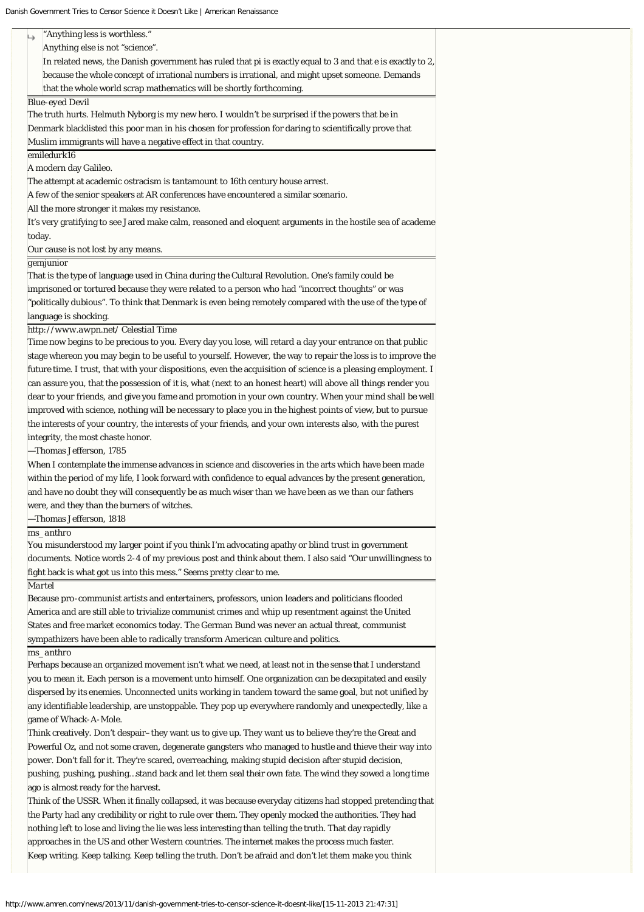↳ "Anything less is worthless."

Anything else is not "science".

In related news, the Danish government has ruled that pi is exactly equal to 3 and that e is exactly to 2, because the whole concept of irrational numbers is irrational, and might upset someone. Demands that the whole world scrap mathematics will be shortly forthcoming.

Blue-eyed Devil

The truth hurts. Helmuth Nyborg is my new hero. I wouldn't be surprised if the powers that be in Denmark blacklisted this poor man in his chosen for profession for daring to scientifically prove that Muslim immigrants will have a negative effect in that country.

emiledurk16

A modern day Galileo.

The attempt at academic ostracism is tantamount to 16th century house arrest.

A few of the senior speakers at AR conferences have encountered a similar scenario.

All the more stronger it makes my resistance.

It's very gratifying to see Jared make calm, reasoned and eloquent arguments in the hostile sea of academe today.

Our cause is not lost by any means.

gemjunior

That is the type of language used in China during the Cultural Revolution. One's family could be imprisoned or tortured because they were related to a person who had "incorrect thoughts" or was "politically dubious". To think that Denmark is even being remotely compared with the use of the type of language is shocking.

http://www.awpn.net/ Celestial Time

Time now begins to be precious to you. Every day you lose, will retard a day your entrance on that public stage whereon you may begin to be useful to yourself. However, the way to repair the loss is to improve the future time. I trust, that with your dispositions, even the acquisition of science is a pleasing employment. I can assure you, that the possession of it is, what (next to an honest heart) will above all things render you dear to your friends, and give you fame and promotion in your own country. When your mind shall be well improved with science, nothing will be necessary to place you in the highest points of view, but to pursue the interests of your country, the interests of your friends, and your own interests also, with the purest integrity, the most chaste honor.

—Thomas Jefferson, 1785

When I contemplate the immense advances in science and discoveries in the arts which have been made within the period of my life, I look forward with confidence to equal advances by the present generation, and have no doubt they will consequently be as much wiser than we have been as we than our fathers were, and they than the burners of witches.

—Thomas Jefferson, 1818

ms_anthro

You misunderstood my larger point if you think I'm advocating apathy or blind trust in government documents. Notice words 2-4 of my previous post and think about them. I also said "Our unwillingness to fight back is what got us into this mess." Seems pretty clear to me.

Martel

Because pro-communist artists and entertainers, professors, union leaders and politicians flooded America and are still able to trivialize communist crimes and whip up resentment against the United States and free market economics today. The German Bund was never an actual threat, communist sympathizers have been able to radically transform American culture and politics.

ms_anthro

Perhaps because an organized movement isn't what we need, at least not in the sense that I understand you to mean it. Each person is a movement unto himself. One organization can be decapitated and easily dispersed by its enemies. Unconnected units working in tandem toward the same goal, but not unified by any identifiable leadership, are unstoppable. They pop up everywhere randomly and unexpectedly, like a game of Whack-A-Mole.

Think creatively. Don't despair– they want us to give up. They want us to believe they're the Great and Powerful Oz, and not some craven, degenerate gangsters who managed to hustle and thieve their way into power. Don't fall for it. They're scared, overreaching, making stupid decision after stupid decision, pushing, pushing, pushing…stand back and let them seal their own fate. The wind they sowed a long time ago is almost ready for the harvest.

Think of the USSR. When it finally collapsed, it was because everyday citizens had stopped pretending that the Party had any credibility or right to rule over them. They openly mocked the authorities. They had nothing left to lose and living the lie was less interesting than telling the truth. That day rapidly approaches in the US and other Western countries. The internet makes the process much faster.

Keep writing. Keep talking. Keep telling the truth. Don't be afraid and don't let them make you think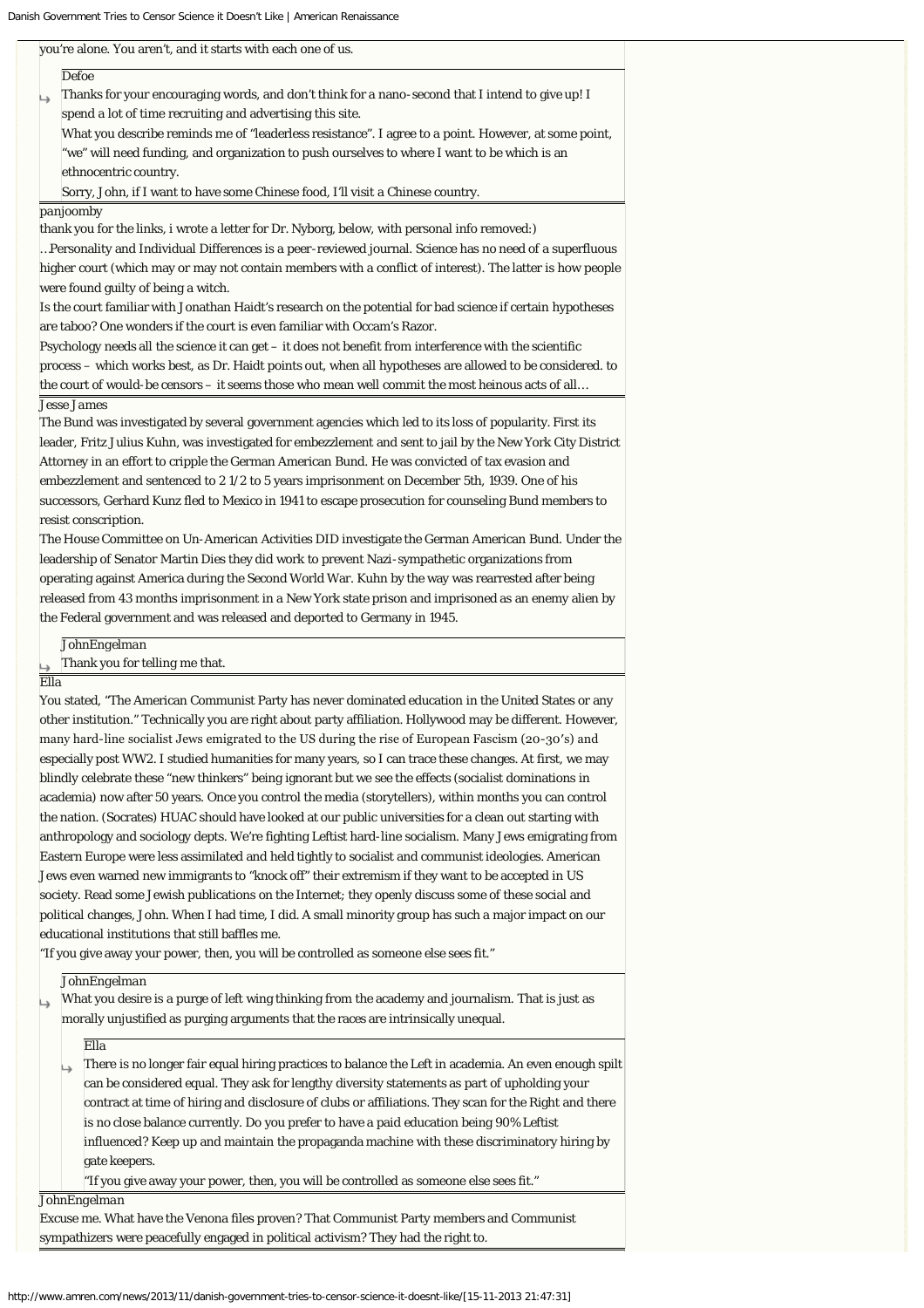you're alone. You aren't, and it starts with each one of us.

> **Defoe**
>
> ↳ Thanks for your encouraging words, and don't think for a nano-second that I intend to give up! I spend a lot of time recruiting and advertising this site.
>
> What you describe reminds me of "leaderless resistance". I agree to a point. However, at some point, "we" will need funding, and organization to push ourselves to where I want to be which is an ethnocentric country.
>
> Sorry, John, if I want to have some Chinese food, I'll visit a Chinese country.

**panjoomby**

thank you for the links, i wrote a letter for Dr. Nyborg, below, with personal info removed:)

…Personality and Individual Differences is a peer-reviewed journal. Science has no need of a superfluous higher court (which may or may not contain members with a conflict of interest). The latter is how people were found guilty of being a witch.

Is the court familiar with Jonathan Haidt's research on the potential for bad science if certain hypotheses are taboo? One wonders if the court is even familiar with Occam's Razor.

Psychology needs all the science it can get – it does not benefit from interference with the scientific process – which works best, as Dr. Haidt points out, when all hypotheses are allowed to be considered. to the court of would-be censors – it seems those who mean well commit the most heinous acts of all…

**Jesse James**

The Bund was investigated by several government agencies which led to its loss of popularity. First its leader, Fritz Julius Kuhn, was investigated for embezzlement and sent to jail by the New York City District Attorney in an effort to cripple the German American Bund. He was convicted of tax evasion and embezzlement and sentenced to 2 1/2 to 5 years imprisonment on December 5th, 1939. One of his successors, Gerhard Kunz fled to Mexico in 1941 to escape prosecution for counseling Bund members to resist conscription.

The House Committee on Un-American Activities DID investigate the German American Bund. Under the leadership of Senator Martin Dies they did work to prevent Nazi-sympathetic organizations from operating against America during the Second World War. Kuhn by the way was rearrested after being released from 43 months imprisonment in a New York state prison and imprisoned as an enemy alien by the Federal government and was released and deported to Germany in 1945.

> **JohnEngelman**
>
> ↳ Thank you for telling me that.

**Ella**

You stated, "The American Communist Party has never dominated education in the United States or any other institution." Technically you are right about party affiliation. Hollywood may be different. However, many hard-line socialist Jews emigrated to the US during the rise of European Fascism (20-30's) and especially post WW2. I studied humanities for many years, so I can trace these changes. At first, we may blindly celebrate these "new thinkers" being ignorant but we see the effects (socialist dominations in academia) now after 50 years. Once you control the media (storytellers), within months you can control the nation. (Socrates) HUAC should have looked at our public universities for a clean out starting with anthropology and sociology depts. We're fighting Leftist hard-line socialism. Many Jews emigrating from Eastern Europe were less assimilated and held tightly to socialist and communist ideologies. American Jews even warned new immigrants to "knock off" their extremism if they want to be accepted in US society. Read some Jewish publications on the Internet; they openly discuss some of these social and political changes, John. When I had time, I did. A small minority group has such a major impact on our educational institutions that still baffles me.

"If you give away your power, then, you will be controlled as someone else sees fit."

> **JohnEngelman**
>
> ↳ What you desire is a purge of left wing thinking from the academy and journalism. That is just as morally unjustified as purging arguments that the races are intrinsically unequal.
>
> > **Ella**
> >
> > ↳ There is no longer fair equal hiring practices to balance the Left in academia. An even enough spilt can be considered equal. They ask for lengthy diversity statements as part of upholding your contract at time of hiring and disclosure of clubs or affiliations. They scan for the Right and there is no close balance currently. Do you prefer to have a paid education being 90% Leftist influenced? Keep up and maintain the propaganda machine with these discriminatory hiring by gate keepers.
> >
> > "If you give away your power, then, you will be controlled as someone else sees fit."

**JohnEngelman**

Excuse me. What have the Venona files proven? That Communist Party members and Communist sympathizers were peacefully engaged in political activism? They had the right to.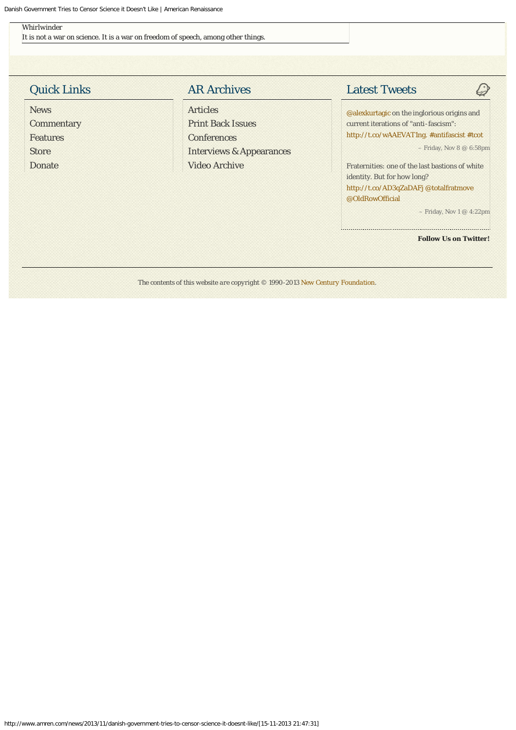Whirlwinder

It is not a war on science. It is a war on freedom of speech, among other things.

## Quick Links

- News
- Commentary
- Features
- Store
- Donate

## AR Archives

- Articles
- Print Back Issues
- Conferences
- Interviews & Appearances
- Video Archive

## Latest Tweets

@alexkurtagic on the inglorious origins and current iterations of "anti-fascism": http://t.co/wAAEVAT1ng. #antifascist #tcot

– Friday, Nov 8 @ 6:58pm

Fraternities: one of the last bastions of white identity. But for how long? http://t.co/AD3qZaDAFj @totalfratmove @OldRowOfficial

– Friday, Nov 1 @ 4:22pm

**Follow Us on Twitter!**

The contents of this website are copyright © 1990-2013 New Century Foundation.